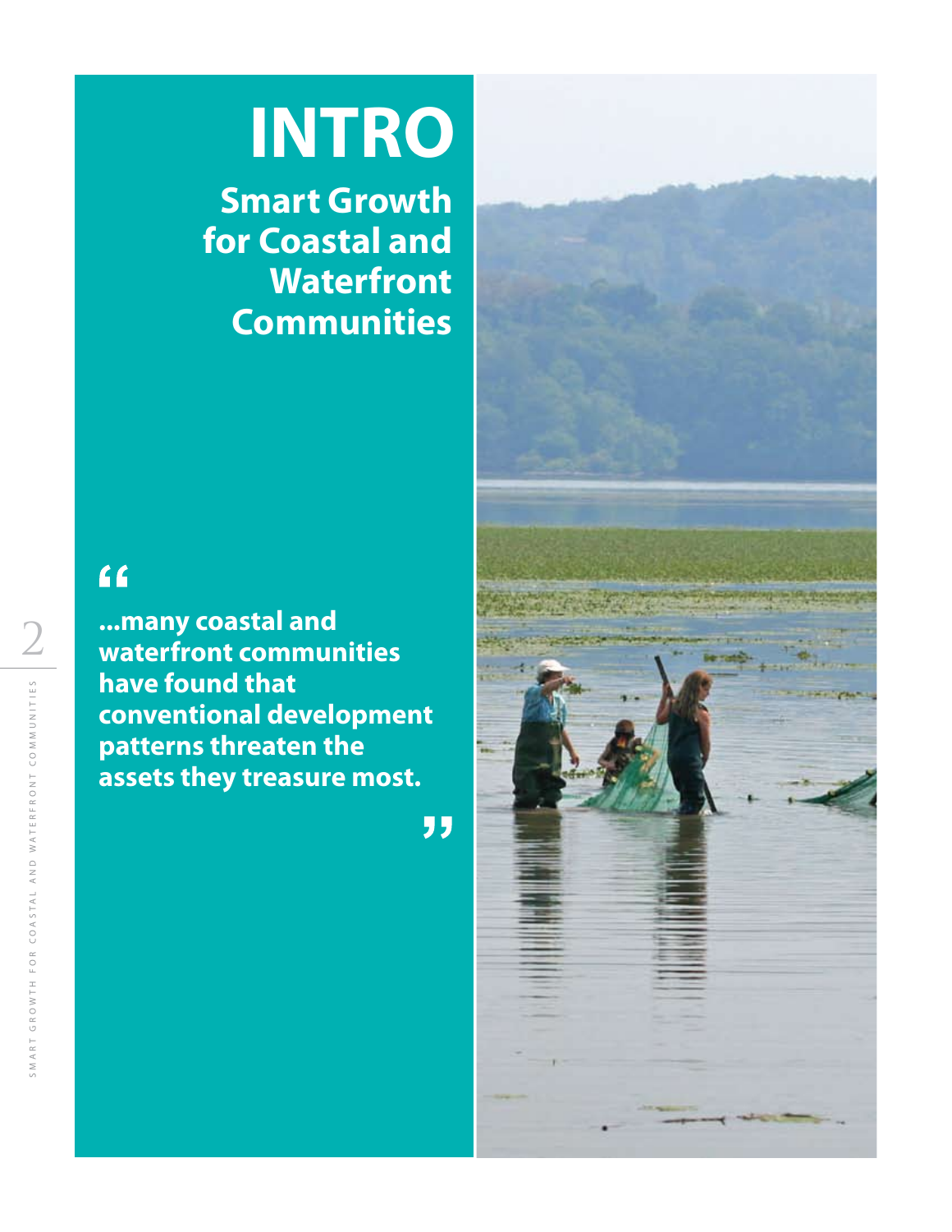# INTRO

## Smart Growth for Coastal and Waterfront Communities

"...many coastal and waterfront communities have found that conventional development patterns threaten the assets they treasure most."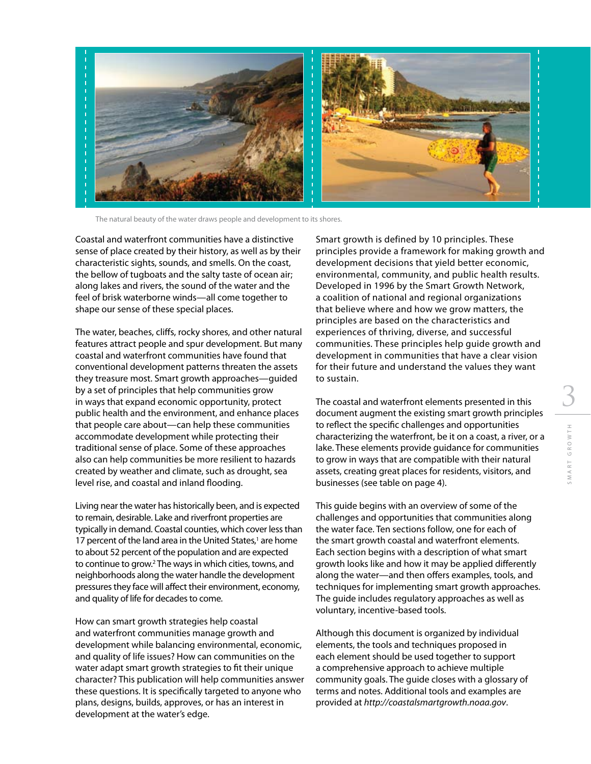The natural beauty of the water draws people and development to its shores.

Coastal and waterfront communities have a distinctive sense of place created by their history, as well as by their characteristic sights, sounds, and smells. On the coast, the bellow of tugboats and the salty taste of ocean air; along lakes and rivers, the sound of the water and the feel of brisk waterborne winds—all come together to shape our sense of these special places.

The water, beaches, cliffs, rocky shores, and other natural features attract people and spur development. But many coastal and waterfront communities have found that conventional development patterns threaten the assets they treasure most. Smart growth approaches—guided by a set of principles that help communities grow in ways that expand economic opportunity, protect public health and the environment, and enhance places that people care about—can help these communities accommodate development while protecting their traditional sense of place. Some of these approaches also can help communities be more resilient to hazards created by weather and climate, such as drought, sea level rise, and coastal and inland flooding.

Living near the water has historically been, and is expected to remain, desirable. Lake and riverfront properties are typically in demand. Coastal counties, which cover less than 17 percent of the land area in the United States,[1] are home to about 52 percent of the population and are expected to continue to grow.[2] The ways in which cities, towns, and neighborhoods along the water handle the development pressures they face will affect their environment, economy, and quality of life for decades to come.

How can smart growth strategies help coastal and waterfront communities manage growth and development while balancing environmental, economic, and quality of life issues? How can communities on the water adapt smart growth strategies to fit their unique character? This publication will help communities answer these questions. It is specifically targeted to anyone who plans, designs, builds, approves, or has an interest in development at the water's edge.

Smart growth is defined by 10 principles. These principles provide a framework for making growth and development decisions that yield better economic, environmental, community, and public health results. Developed in 1996 by the Smart Growth Network, a coalition of national and regional organizations that believe where and how we grow matters, the principles are based on the characteristics and experiences of thriving, diverse, and successful communities. These principles help guide growth and development in communities that have a clear vision for their future and understand the values they want to sustain.

The coastal and waterfront elements presented in this document augment the existing smart growth principles to reflect the specific challenges and opportunities characterizing the waterfront, be it on a coast, a river, or a lake. These elements provide guidance for communities to grow in ways that are compatible with their natural assets, creating great places for residents, visitors, and businesses (see table on page 4).

This guide begins with an overview of some of the challenges and opportunities that communities along the water face. Ten sections follow, one for each of the smart growth coastal and waterfront elements. Each section begins with a description of what smart growth looks like and how it may be applied differently along the water—and then offers examples, tools, and techniques for implementing smart growth approaches. The guide includes regulatory approaches as well as voluntary, incentive-based tools.

Although this document is organized by individual elements, the tools and techniques proposed in each element should be used together to support a comprehensive approach to achieve multiple community goals. The guide closes with a glossary of terms and notes. Additional tools and examples are provided at *http://coastalsmartgrowth.noaa.gov*.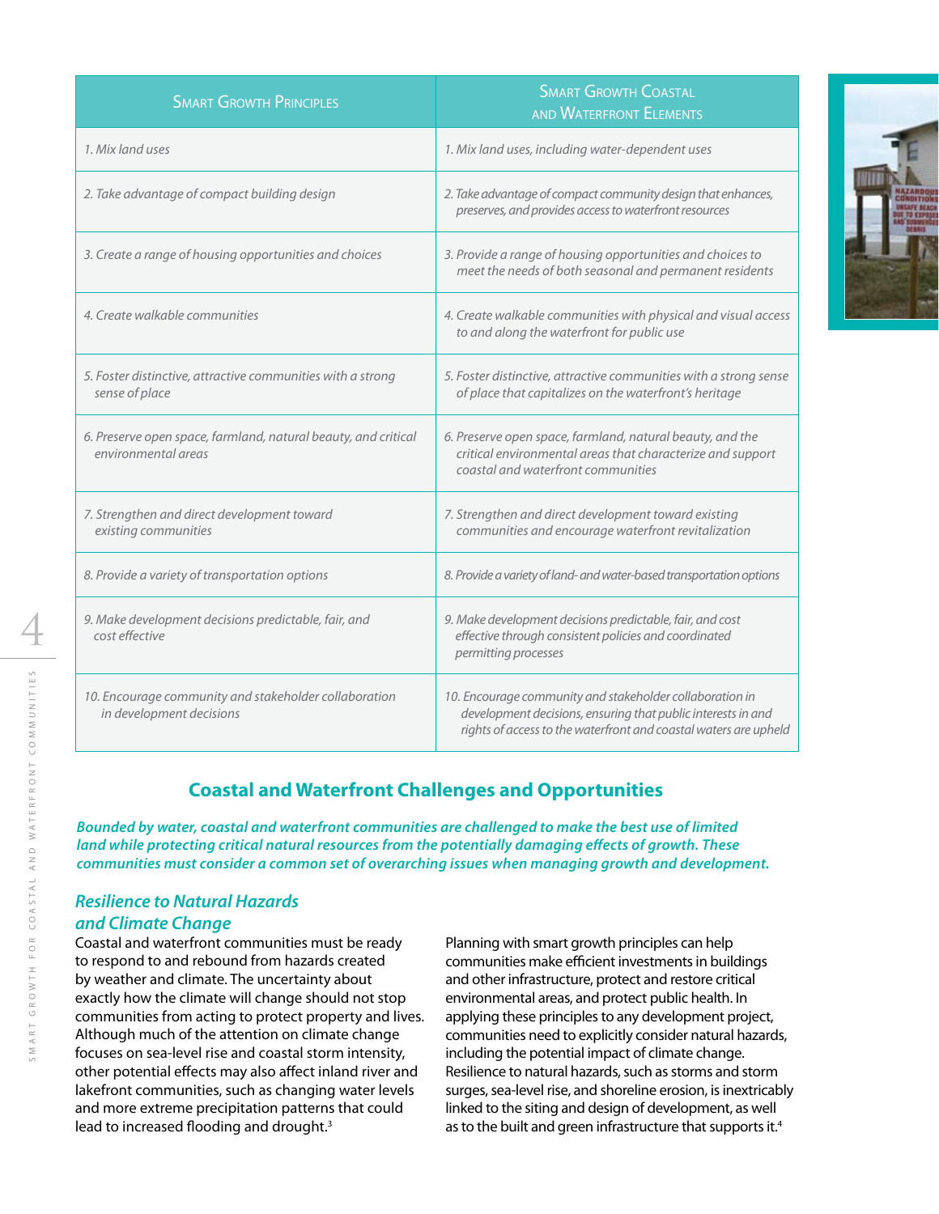| Smart Growth Principles | Smart Growth Coastal and Waterfront Elements |
|---|---|
| *1. Mix land uses* | *1. Mix land uses, including water-dependent uses* |
| *2. Take advantage of compact building design* | *2. Take advantage of compact community design that enhances, preserves, and provides access to waterfront resources* |
| *3. Create a range of housing opportunities and choices* | *3. Provide a range of housing opportunities and choices to meet the needs of both seasonal and permanent residents* |
| *4. Create walkable communities* | *4. Create walkable communities with physical and visual access to and along the waterfront for public use* |
| *5. Foster distinctive, attractive communities with a strong sense of place* | *5. Foster distinctive, attractive communities with a strong sense of place that capitalizes on the waterfront's heritage* |
| *6. Preserve open space, farmland, natural beauty, and critical environmental areas* | *6. Preserve open space, farmland, natural beauty, and the critical environmental areas that characterize and support coastal and waterfront communities* |
| *7. Strengthen and direct development toward existing communities* | *7. Strengthen and direct development toward existing communities and encourage waterfront revitalization* |
| *8. Provide a variety of transportation options* | *8. Provide a variety of land- and water-based transportation options* |
| *9. Make development decisions predictable, fair, and cost effective* | *9. Make development decisions predictable, fair, and cost effective through consistent policies and coordinated permitting processes* |
| *10. Encourage community and stakeholder collaboration in development decisions* | *10. Encourage community and stakeholder collaboration in development decisions, ensuring that public interests in and rights of access to the waterfront and coastal waters are upheld* |

## Coastal and Waterfront Challenges and Opportunities

***Bounded by water, coastal and waterfront communities are challenged to make the best use of limited land while protecting critical natural resources from the potentially damaging effects of growth. These communities must consider a common set of overarching issues when managing growth and development.***

### *Resilience to Natural Hazards and Climate Change*

Coastal and waterfront communities must be ready to respond to and rebound from hazards created by weather and climate. The uncertainty about exactly how the climate will change should not stop communities from acting to protect property and lives. Although much of the attention on climate change focuses on sea-level rise and coastal storm intensity, other potential effects may also affect inland river and lakefront communities, such as changing water levels and more extreme precipitation patterns that could lead to increased flooding and drought.[3]

Planning with smart growth principles can help communities make efficient investments in buildings and other infrastructure, protect and restore critical environmental areas, and protect public health. In applying these principles to any development project, communities need to explicitly consider natural hazards, including the potential impact of climate change. Resilience to natural hazards, such as storms and storm surges, sea-level rise, and shoreline erosion, is inextricably linked to the siting and design of development, as well as to the built and green infrastructure that supports it.[4]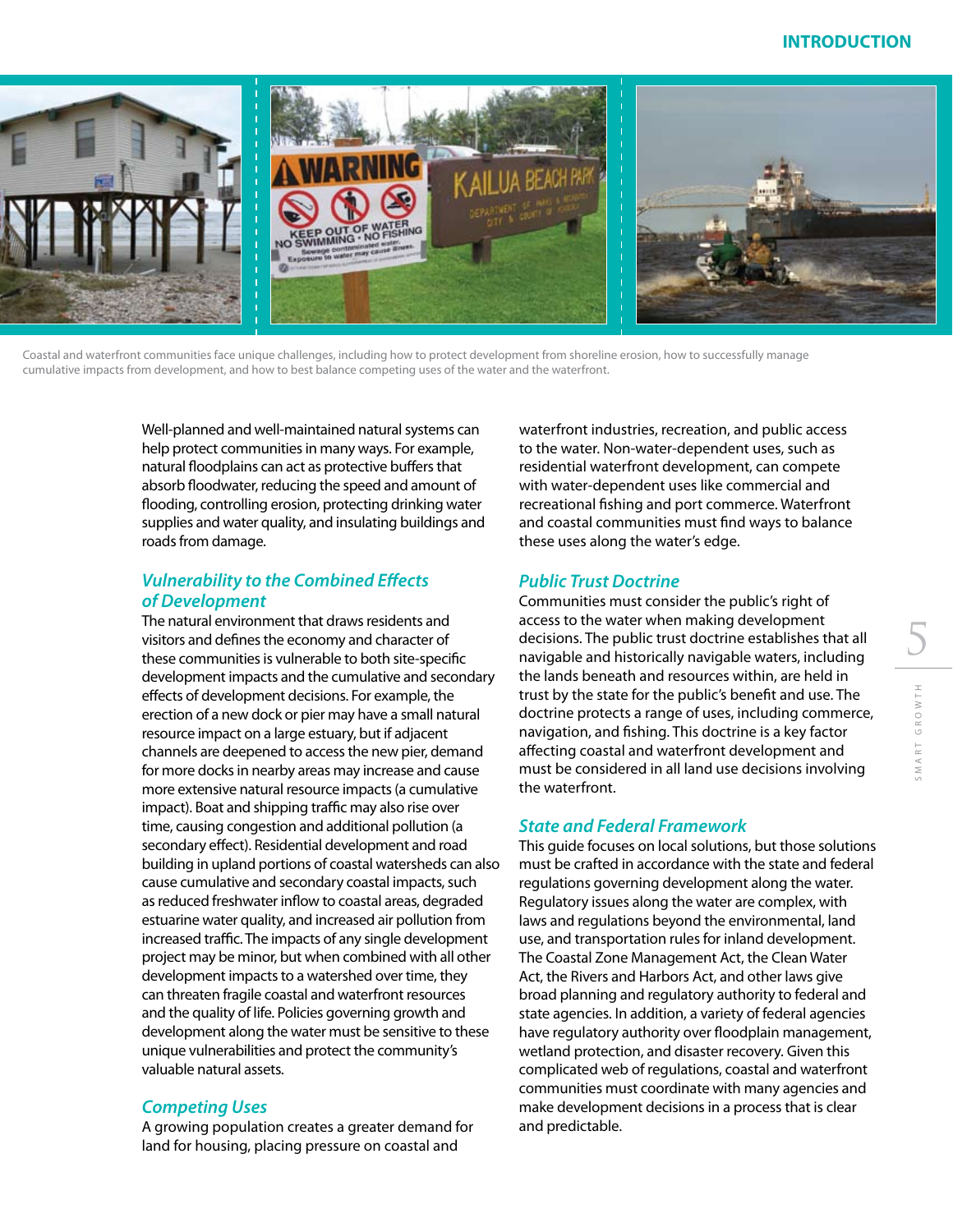Coastal and waterfront communities face unique challenges, including how to protect development from shoreline erosion, how to successfully manage cumulative impacts from development, and how to best balance competing uses of the water and the waterfront.

Well-planned and well-maintained natural systems can help protect communities in many ways. For example, natural floodplains can act as protective buffers that absorb floodwater, reducing the speed and amount of flooding, controlling erosion, protecting drinking water supplies and water quality, and insulating buildings and roads from damage.

### *Vulnerability to the Combined Effects of Development*

The natural environment that draws residents and visitors and defines the economy and character of these communities is vulnerable to both site-specific development impacts and the cumulative and secondary effects of development decisions. For example, the erection of a new dock or pier may have a small natural resource impact on a large estuary, but if adjacent channels are deepened to access the new pier, demand for more docks in nearby areas may increase and cause more extensive natural resource impacts (a cumulative impact). Boat and shipping traffic may also rise over time, causing congestion and additional pollution (a secondary effect). Residential development and road building in upland portions of coastal watersheds can also cause cumulative and secondary coastal impacts, such as reduced freshwater inflow to coastal areas, degraded estuarine water quality, and increased air pollution from increased traffic. The impacts of any single development project may be minor, but when combined with all other development impacts to a watershed over time, they can threaten fragile coastal and waterfront resources and the quality of life. Policies governing growth and development along the water must be sensitive to these unique vulnerabilities and protect the community's valuable natural assets.

### *Competing Uses*

A growing population creates a greater demand for land for housing, placing pressure on coastal and waterfront industries, recreation, and public access to the water. Non-water-dependent uses, such as residential waterfront development, can compete with water-dependent uses like commercial and recreational fishing and port commerce. Waterfront and coastal communities must find ways to balance these uses along the water's edge.

### *Public Trust Doctrine*

Communities must consider the public's right of access to the water when making development decisions. The public trust doctrine establishes that all navigable and historically navigable waters, including the lands beneath and resources within, are held in trust by the state for the public's benefit and use. The doctrine protects a range of uses, including commerce, navigation, and fishing. This doctrine is a key factor affecting coastal and waterfront development and must be considered in all land use decisions involving the waterfront.

### *State and Federal Framework*

This guide focuses on local solutions, but those solutions must be crafted in accordance with the state and federal regulations governing development along the water. Regulatory issues along the water are complex, with laws and regulations beyond the environmental, land use, and transportation rules for inland development. The Coastal Zone Management Act, the Clean Water Act, the Rivers and Harbors Act, and other laws give broad planning and regulatory authority to federal and state agencies. In addition, a variety of federal agencies have regulatory authority over floodplain management, wetland protection, and disaster recovery. Given this complicated web of regulations, coastal and waterfront communities must coordinate with many agencies and make development decisions in a process that is clear and predictable.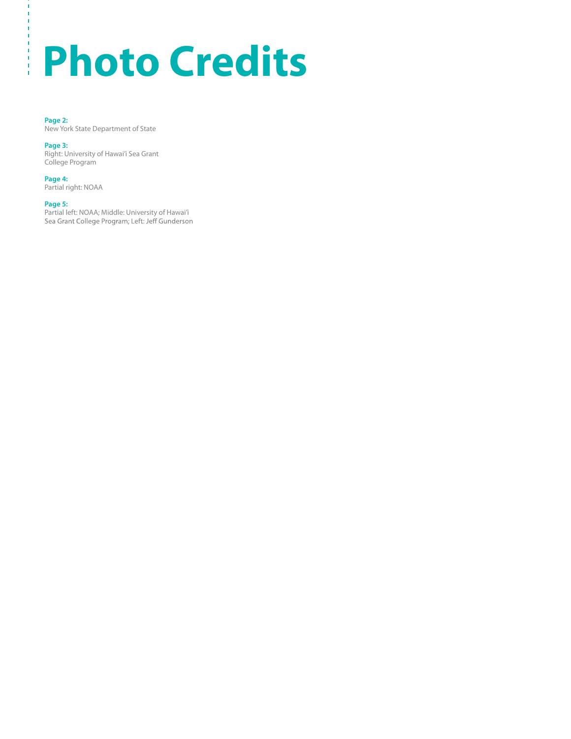# Photo Credits

**Page 2:**
New York State Department of State

**Page 3:**
Right: University of Hawai'i Sea Grant College Program

**Page 4:**
Partial right: NOAA

**Page 5:**
Partial left: NOAA; Middle: University of Hawai'i Sea Grant College Program; Left: Jeff Gunderson